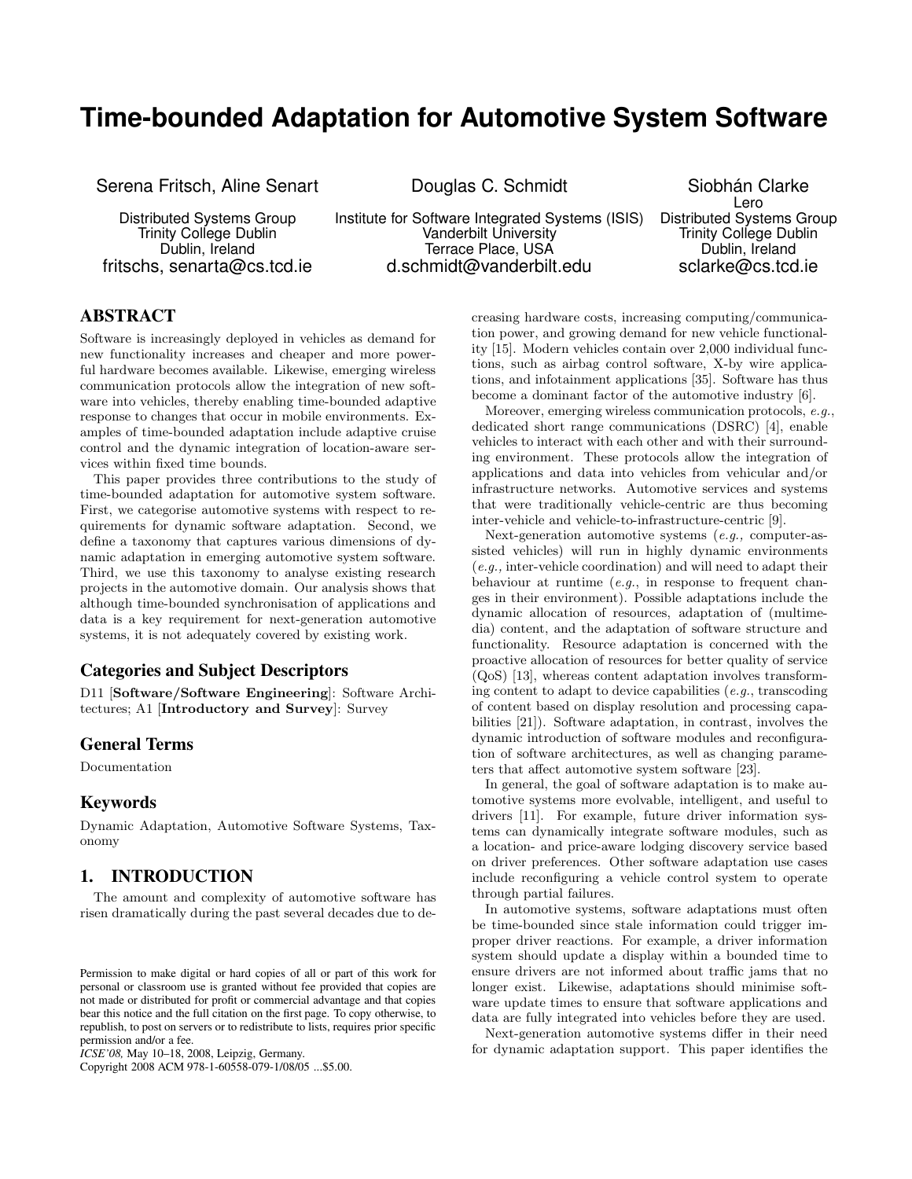# Time-bounded Adaptation for Automotive System Software

Serena Fritsch, Aline Senart
Distributed Systems Group
Trinity College Dublin
Dublin, Ireland
fritschs, senarta@cs.tcd.ie

Douglas C. Schmidt
Institute for Software Integrated Systems (ISIS)
Vanderbilt University
Terrace Place, USA
d.schmidt@vanderbilt.edu

Siobhán Clarke
Lero
Distributed Systems Group
Trinity College Dublin
Dublin, Ireland
sclarke@cs.tcd.ie

## ABSTRACT

Software is increasingly deployed in vehicles as demand for new functionality increases and cheaper and more powerful hardware becomes available. Likewise, emerging wireless communication protocols allow the integration of new software into vehicles, thereby enabling time-bounded adaptive response to changes that occur in mobile environments. Examples of time-bounded adaptation include adaptive cruise control and the dynamic integration of location-aware services within fixed time bounds.

This paper provides three contributions to the study of time-bounded adaptation for automotive system software. First, we categorise automotive systems with respect to requirements for dynamic software adaptation. Second, we define a taxonomy that captures various dimensions of dynamic adaptation in emerging automotive system software. Third, we use this taxonomy to analyse existing research projects in the automotive domain. Our analysis shows that although time-bounded synchronisation of applications and data is a key requirement for next-generation automotive systems, it is not adequately covered by existing work.

### Categories and Subject Descriptors

D11 [**Software/Software Engineering**]: Software Architectures; A1 [**Introductory and Survey**]: Survey

### General Terms

Documentation

### Keywords

Dynamic Adaptation, Automotive Software Systems, Taxonomy

## 1. INTRODUCTION

The amount and complexity of automotive software has risen dramatically during the past several decades due to decreasing hardware costs, increasing computing/communication power, and growing demand for new vehicle functionality [15]. Modern vehicles contain over 2,000 individual functions, such as airbag control software, X-by wire applications, and infotainment applications [35]. Software has thus become a dominant factor of the automotive industry [6].

Moreover, emerging wireless communication protocols, *e.g.,* dedicated short range communications (DSRC) [4], enable vehicles to interact with each other and with their surrounding environment. These protocols allow the integration of applications and data into vehicles from vehicular and/or infrastructure networks. Automotive services and systems that were traditionally vehicle-centric are thus becoming inter-vehicle and vehicle-to-infrastructure-centric [9].

Next-generation automotive systems (*e.g.,* computer-assisted vehicles) will run in highly dynamic environments (*e.g.,* inter-vehicle coordination) and will need to adapt their behaviour at runtime (*e.g.,* in response to frequent changes in their environment). Possible adaptations include the dynamic allocation of resources, adaptation of (multimedia) content, and the adaptation of software structure and functionality. Resource adaptation is concerned with the proactive allocation of resources for better quality of service (QoS) [13], whereas content adaptation involves transforming content to adapt to device capabilities (*e.g.,* transcoding of content based on display resolution and processing capabilities [21]). Software adaptation, in contrast, involves the dynamic introduction of software modules and reconfiguration of software architectures, as well as changing parameters that affect automotive system software [23].

In general, the goal of software adaptation is to make automotive systems more evolvable, intelligent, and useful to drivers [11]. For example, future driver information systems can dynamically integrate software modules, such as a location- and price-aware lodging discovery service based on driver preferences. Other software adaptation use cases include reconfiguring a vehicle control system to operate through partial failures.

In automotive systems, software adaptations must often be time-bounded since stale information could trigger improper driver reactions. For example, a driver information system should update a display within a bounded time to ensure drivers are not informed about traffic jams that no longer exist. Likewise, adaptations should minimise software update times to ensure that software applications and data are fully integrated into vehicles before they are used.

Next-generation automotive systems differ in their need for dynamic adaptation support. This paper identifies the

Permission to make digital or hard copies of all or part of this work for personal or classroom use is granted without fee provided that copies are not made or distributed for profit or commercial advantage and that copies bear this notice and the full citation on the first page. To copy otherwise, to republish, to post on servers or to redistribute to lists, requires prior specific permission and/or a fee.
*ICSE'08,* May 10–18, 2008, Leipzig, Germany.
Copyright 2008 ACM 978-1-60558-079-1/08/05 ...$5.00.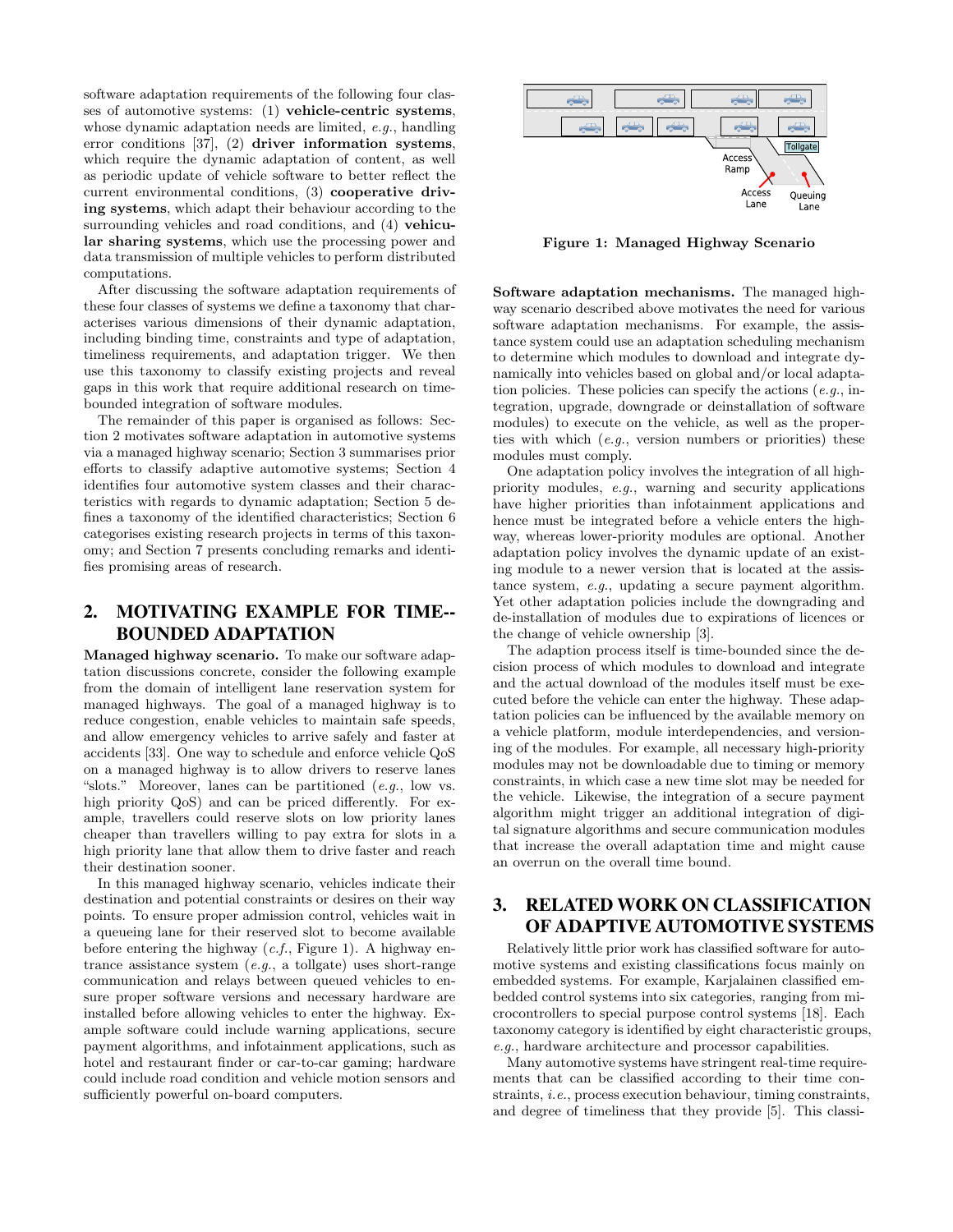software adaptation requirements of the following four classes of automotive systems: (1) **vehicle-centric systems**, whose dynamic adaptation needs are limited, *e.g.*, handling error conditions [37], (2) **driver information systems**, which require the dynamic adaptation of content, as well as periodic update of vehicle software to better reflect the current environmental conditions, (3) **cooperative driving systems**, which adapt their behaviour according to the surrounding vehicles and road conditions, and (4) **vehicular sharing systems**, which use the processing power and data transmission of multiple vehicles to perform distributed computations.

After discussing the software adaptation requirements of these four classes of systems we define a taxonomy that characterises various dimensions of their dynamic adaptation, including binding time, constraints and type of adaptation, timeliness requirements, and adaptation trigger. We then use this taxonomy to classify existing projects and reveal gaps in this work that require additional research on time-bounded integration of software modules.

The remainder of this paper is organised as follows: Section 2 motivates software adaptation in automotive systems via a managed highway scenario; Section 3 summarises prior efforts to classify adaptive automotive systems; Section 4 identifies four automotive system classes and their characteristics with regards to dynamic adaptation; Section 5 defines a taxonomy of the identified characteristics; Section 6 categorises existing research projects in terms of this taxonomy; and Section 7 presents concluding remarks and identifies promising areas of research.

## 2. MOTIVATING EXAMPLE FOR TIME--BOUNDED ADAPTATION

**Managed highway scenario.** To make our software adaptation discussions concrete, consider the following example from the domain of intelligent lane reservation system for managed highways. The goal of a managed highway is to reduce congestion, enable vehicles to maintain safe speeds, and allow emergency vehicles to arrive safely and faster at accidents [33]. One way to schedule and enforce vehicle QoS on a managed highway is to allow drivers to reserve lanes "slots." Moreover, lanes can be partitioned (*e.g.*, low vs. high priority QoS) and can be priced differently. For example, travellers could reserve slots on low priority lanes cheaper than travellers willing to pay extra for slots in a high priority lane that allow them to drive faster and reach their destination sooner.

In this managed highway scenario, vehicles indicate their destination and potential constraints or desires on their way points. To ensure proper admission control, vehicles wait in a queueing lane for their reserved slot to become available before entering the highway (*c.f.*, Figure 1). A highway entrance assistance system (*e.g.*, a tollgate) uses short-range communication and relays between queued vehicles to ensure proper software versions and necessary hardware are installed before allowing vehicles to enter the highway. Example software could include warning applications, secure payment algorithms, and infotainment applications, such as hotel and restaurant finder or car-to-car gaming; hardware could include road condition and vehicle motion sensors and sufficiently powerful on-board computers.

Tollgate
Access Ramp
Access Lane
Queuing Lane

**Figure 1: Managed Highway Scenario**

**Software adaptation mechanisms.** The managed highway scenario described above motivates the need for various software adaptation mechanisms. For example, the assistance system could use an adaptation scheduling mechanism to determine which modules to download and integrate dynamically into vehicles based on global and/or local adaptation policies. These policies can specify the actions (*e.g.*, integration, upgrade, downgrade or deinstallation of software modules) to execute on the vehicle, as well as the properties with which (*e.g.*, version numbers or priorities) these modules must comply.

One adaptation policy involves the integration of all high-priority modules, *e.g.*, warning and security applications have higher priorities than infotainment applications and hence must be integrated before a vehicle enters the highway, whereas lower-priority modules are optional. Another adaptation policy involves the dynamic update of an existing module to a newer version that is located at the assistance system, *e.g.*, updating a secure payment algorithm. Yet other adaptation policies include the downgrading and de-installation of modules due to expirations of licences or the change of vehicle ownership [3].

The adaption process itself is time-bounded since the decision process of which modules to download and integrate and the actual download of the modules itself must be executed before the vehicle can enter the highway. These adaptation policies can be influenced by the available memory on a vehicle platform, module interdependencies, and versioning of the modules. For example, all necessary high-priority modules may not be downloadable due to timing or memory constraints, in which case a new time slot may be needed for the vehicle. Likewise, the integration of a secure payment algorithm might trigger an additional integration of digital signature algorithms and secure communication modules that increase the overall adaptation time and might cause an overrun on the overall time bound.

## 3. RELATED WORK ON CLASSIFICATION OF ADAPTIVE AUTOMOTIVE SYSTEMS

Relatively little prior work has classified software for automotive systems and existing classifications focus mainly on embedded systems. For example, Karjalainen classified embedded control systems into six categories, ranging from microcontrollers to special purpose control systems [18]. Each taxonomy category is identified by eight characteristic groups, *e.g.*, hardware architecture and processor capabilities.

Many automotive systems have stringent real-time requirements that can be classified according to their time constraints, *i.e.*, process execution behaviour, timing constraints, and degree of timeliness that they provide [5]. This classi-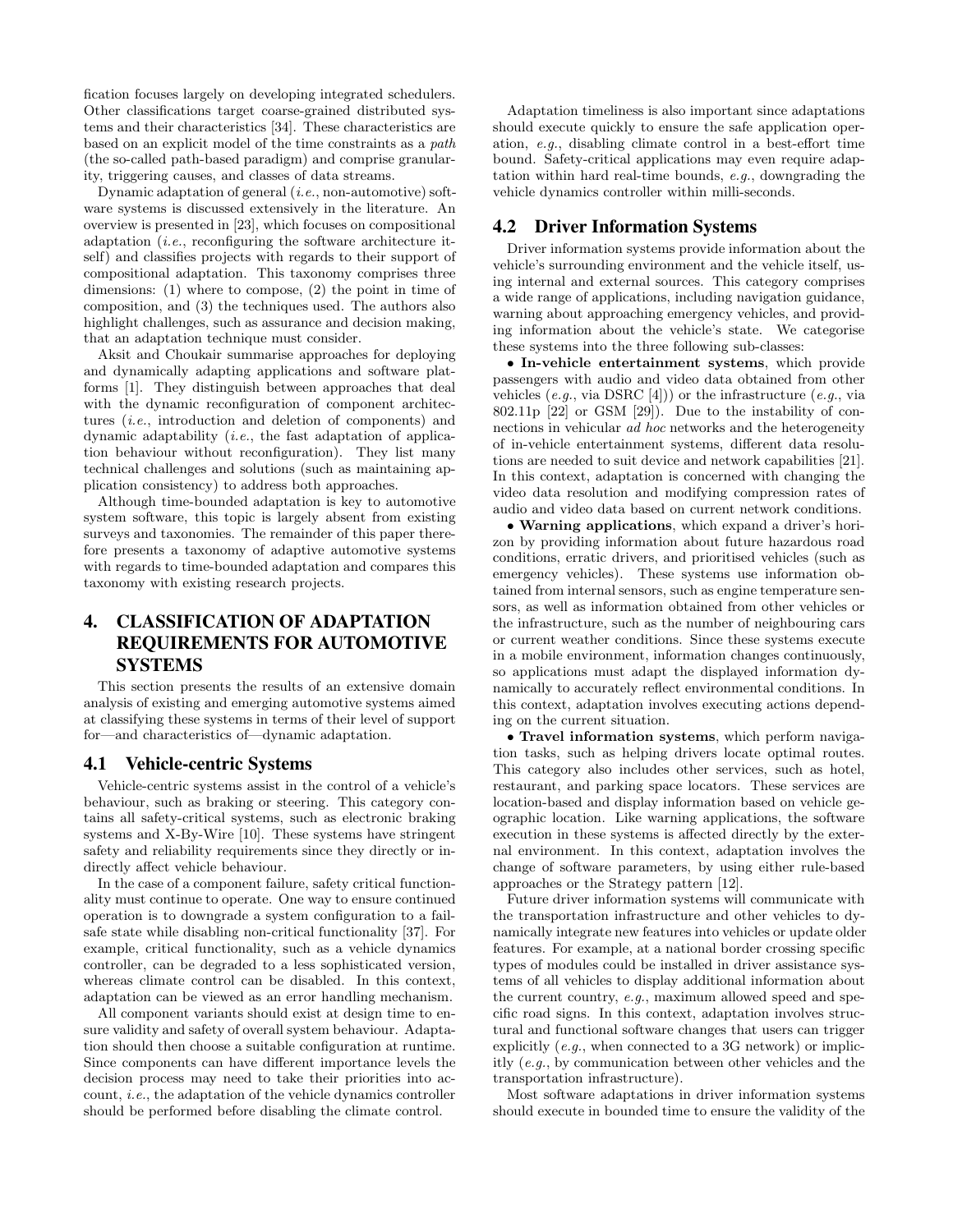fication focuses largely on developing integrated schedulers. Other classifications target coarse-grained distributed systems and their characteristics [34]. These characteristics are based on an explicit model of the time constraints as a *path* (the so-called path-based paradigm) and comprise granularity, triggering causes, and classes of data streams.

Dynamic adaptation of general (*i.e.*, non-automotive) software systems is discussed extensively in the literature. An overview is presented in [23], which focuses on compositional adaptation (*i.e.*, reconfiguring the software architecture itself) and classifies projects with regards to their support of compositional adaptation. This taxonomy comprises three dimensions: (1) where to compose, (2) the point in time of composition, and (3) the techniques used. The authors also highlight challenges, such as assurance and decision making, that an adaptation technique must consider.

Aksit and Choukair summarise approaches for deploying and dynamically adapting applications and software platforms [1]. They distinguish between approaches that deal with the dynamic reconfiguration of component architectures (*i.e.*, introduction and deletion of components) and dynamic adaptability (*i.e.*, the fast adaptation of application behaviour without reconfiguration). They list many technical challenges and solutions (such as maintaining application consistency) to address both approaches.

Although time-bounded adaptation is key to automotive system software, this topic is largely absent from existing surveys and taxonomies. The remainder of this paper therefore presents a taxonomy of adaptive automotive systems with regards to time-bounded adaptation and compares this taxonomy with existing research projects.

# 4. CLASSIFICATION OF ADAPTATION REQUIREMENTS FOR AUTOMOTIVE SYSTEMS

This section presents the results of an extensive domain analysis of existing and emerging automotive systems aimed at classifying these systems in terms of their level of support for—and characteristics of—dynamic adaptation.

## 4.1 Vehicle-centric Systems

Vehicle-centric systems assist in the control of a vehicle's behaviour, such as braking or steering. This category contains all safety-critical systems, such as electronic braking systems and X-By-Wire [10]. These systems have stringent safety and reliability requirements since they directly or indirectly affect vehicle behaviour.

In the case of a component failure, safety critical functionality must continue to operate. One way to ensure continued operation is to downgrade a system configuration to a fail-safe state while disabling non-critical functionality [37]. For example, critical functionality, such as a vehicle dynamics controller, can be degraded to a less sophisticated version, whereas climate control can be disabled. In this context, adaptation can be viewed as an error handling mechanism.

All component variants should exist at design time to ensure validity and safety of overall system behaviour. Adaptation should then choose a suitable configuration at runtime. Since components can have different importance levels the decision process may need to take their priorities into account, *i.e.*, the adaptation of the vehicle dynamics controller should be performed before disabling the climate control.

Adaptation timeliness is also important since adaptations should execute quickly to ensure the safe application operation, *e.g.*, disabling climate control in a best-effort time bound. Safety-critical applications may even require adaptation within hard real-time bounds, *e.g.*, downgrading the vehicle dynamics controller within milli-seconds.

## 4.2 Driver Information Systems

Driver information systems provide information about the vehicle's surrounding environment and the vehicle itself, using internal and external sources. This category comprises a wide range of applications, including navigation guidance, warning about approaching emergency vehicles, and providing information about the vehicle's state. We categorise these systems into the three following sub-classes:

- **In-vehicle entertainment systems**, which provide passengers with audio and video data obtained from other vehicles (*e.g.*, via DSRC [4])) or the infrastructure (*e.g.*, via 802.11p [22] or GSM [29]). Due to the instability of connections in vehicular *ad hoc* networks and the heterogeneity of in-vehicle entertainment systems, different data resolutions are needed to suit device and network capabilities [21]. In this context, adaptation is concerned with changing the video data resolution and modifying compression rates of audio and video data based on current network conditions.
- **Warning applications**, which expand a driver's horizon by providing information about future hazardous road conditions, erratic drivers, and prioritised vehicles (such as emergency vehicles). These systems use information obtained from internal sensors, such as engine temperature sensors, as well as information obtained from other vehicles or the infrastructure, such as the number of neighbouring cars or current weather conditions. Since these systems execute in a mobile environment, information changes continuously, so applications must adapt the displayed information dynamically to accurately reflect environmental conditions. In this context, adaptation involves executing actions depending on the current situation.
- **Travel information systems**, which perform navigation tasks, such as helping drivers locate optimal routes. This category also includes other services, such as hotel, restaurant, and parking space locators. These services are location-based and display information based on vehicle geographic location. Like warning applications, the software execution in these systems is affected directly by the external environment. In this context, adaptation involves the change of software parameters, by using either rule-based approaches or the Strategy pattern [12].

Future driver information systems will communicate with the transportation infrastructure and other vehicles to dynamically integrate new features into vehicles or update older features. For example, at a national border crossing specific types of modules could be installed in driver assistance systems of all vehicles to display additional information about the current country, *e.g.*, maximum allowed speed and specific road signs. In this context, adaptation involves structural and functional software changes that users can trigger explicitly (*e.g.*, when connected to a 3G network) or implicitly (*e.g.*, by communication between other vehicles and the transportation infrastructure).

Most software adaptations in driver information systems should execute in bounded time to ensure the validity of the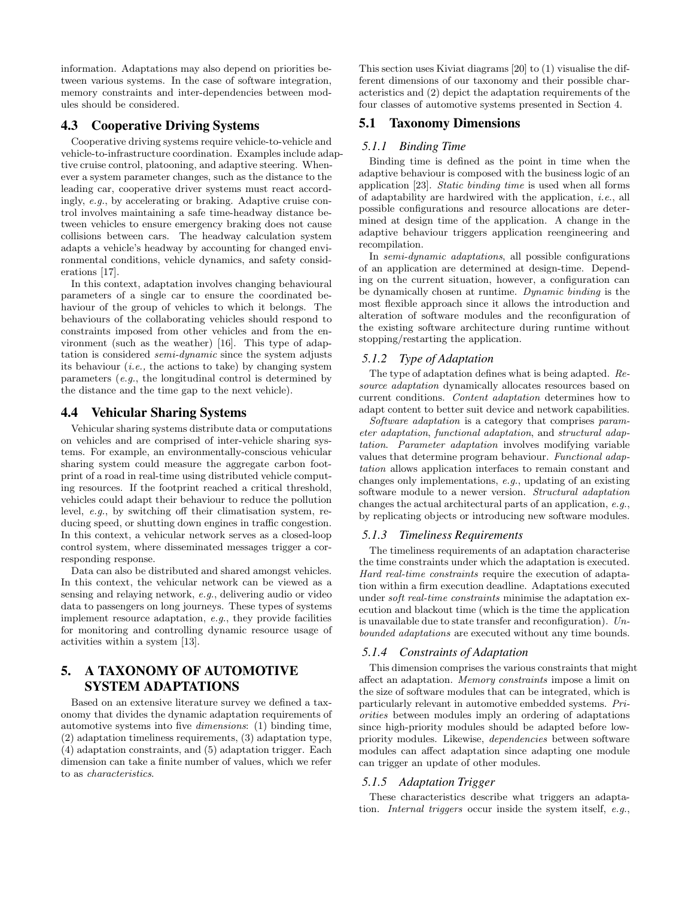information. Adaptations may also depend on priorities between various systems. In the case of software integration, memory constraints and inter-dependencies between modules should be considered.

## 4.3 Cooperative Driving Systems

Cooperative driving systems require vehicle-to-vehicle and vehicle-to-infrastructure coordination. Examples include adaptive cruise control, platooning, and adaptive steering. Whenever a system parameter changes, such as the distance to the leading car, cooperative driver systems must react accordingly, *e.g.*, by accelerating or braking. Adaptive cruise control involves maintaining a safe time-headway distance between vehicles to ensure emergency braking does not cause collisions between cars. The headway calculation system adapts a vehicle's headway by accounting for changed environmental conditions, vehicle dynamics, and safety considerations [17].

In this context, adaptation involves changing behavioural parameters of a single car to ensure the coordinated behaviour of the group of vehicles to which it belongs. The behaviours of the collaborating vehicles should respond to constraints imposed from other vehicles and from the environment (such as the weather) [16]. This type of adaptation is considered *semi-dynamic* since the system adjusts its behaviour (*i.e.,* the actions to take) by changing system parameters (*e.g.*, the longitudinal control is determined by the distance and the time gap to the next vehicle).

## 4.4 Vehicular Sharing Systems

Vehicular sharing systems distribute data or computations on vehicles and are comprised of inter-vehicle sharing systems. For example, an environmentally-conscious vehicular sharing system could measure the aggregate carbon footprint of a road in real-time using distributed vehicle computing resources. If the footprint reached a critical threshold, vehicles could adapt their behaviour to reduce the pollution level, *e.g.*, by switching off their climatisation system, reducing speed, or shutting down engines in traffic congestion. In this context, a vehicular network serves as a closed-loop control system, where disseminated messages trigger a corresponding response.

Data can also be distributed and shared amongst vehicles. In this context, the vehicular network can be viewed as a sensing and relaying network, *e.g.*, delivering audio or video data to passengers on long journeys. These types of systems implement resource adaptation, *e.g.*, they provide facilities for monitoring and controlling dynamic resource usage of activities within a system [13].

# 5. A TAXONOMY OF AUTOMOTIVE SYSTEM ADAPTATIONS

Based on an extensive literature survey we defined a taxonomy that divides the dynamic adaptation requirements of automotive systems into five *dimensions*: (1) binding time, (2) adaptation timeliness requirements, (3) adaptation type, (4) adaptation constraints, and (5) adaptation trigger. Each dimension can take a finite number of values, which we refer to as *characteristics*.

This section uses Kiviat diagrams [20] to (1) visualise the different dimensions of our taxonomy and their possible characteristics and (2) depict the adaptation requirements of the four classes of automotive systems presented in Section 4.

## 5.1 Taxonomy Dimensions

### 5.1.1 Binding Time

Binding time is defined as the point in time when the adaptive behaviour is composed with the business logic of an application [23]. *Static binding time* is used when all forms of adaptability are hardwired with the application, *i.e.*, all possible configurations and resource allocations are determined at design time of the application. A change in the adaptive behaviour triggers application reengineering and recompilation.

In *semi-dynamic adaptations*, all possible configurations of an application are determined at design-time. Depending on the current situation, however, a configuration can be dynamically chosen at runtime. *Dynamic binding* is the most flexible approach since it allows the introduction and alteration of software modules and the reconfiguration of the existing software architecture during runtime without stopping/restarting the application.

### 5.1.2 Type of Adaptation

The type of adaptation defines what is being adapted. *Resource adaptation* dynamically allocates resources based on current conditions. *Content adaptation* determines how to adapt content to better suit device and network capabilities.

*Software adaptation* is a category that comprises *parameter adaptation*, *functional adaptation*, and *structural adaptation*. *Parameter adaptation* involves modifying variable values that determine program behaviour. *Functional adaptation* allows application interfaces to remain constant and changes only implementations, *e.g.*, updating of an existing software module to a newer version. *Structural adaptation* changes the actual architectural parts of an application, *e.g.*, by replicating objects or introducing new software modules.

### 5.1.3 Timeliness Requirements

The timeliness requirements of an adaptation characterise the time constraints under which the adaptation is executed. *Hard real-time constraints* require the execution of adaptation within a firm execution deadline. Adaptations executed under *soft real-time constraints* minimise the adaptation execution and blackout time (which is the time the application is unavailable due to state transfer and reconfiguration). *Unbounded adaptations* are executed without any time bounds.

### 5.1.4 Constraints of Adaptation

This dimension comprises the various constraints that might affect an adaptation. *Memory constraints* impose a limit on the size of software modules that can be integrated, which is particularly relevant in automotive embedded systems. *Priorities* between modules imply an ordering of adaptations since high-priority modules should be adapted before low-priority modules. Likewise, *dependencies* between software modules can affect adaptation since adapting one module can trigger an update of other modules.

### 5.1.5 Adaptation Trigger

These characteristics describe what triggers an adaptation. *Internal triggers* occur inside the system itself, *e.g.*,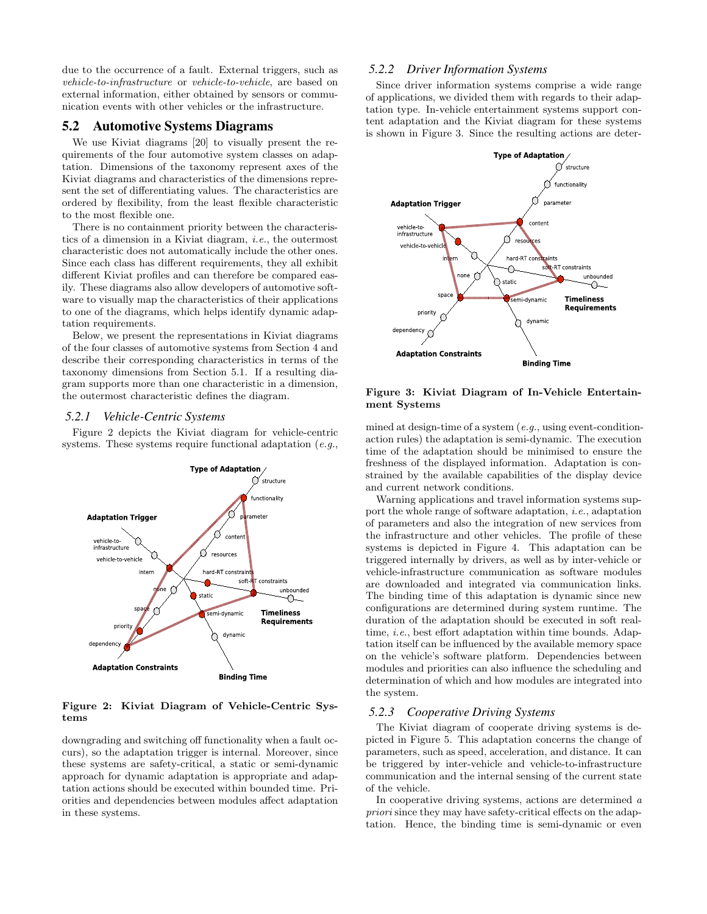due to the occurrence of a fault. External triggers, such as *vehicle-to-infrastructure* or *vehicle-to-vehicle*, are based on external information, either obtained by sensors or communication events with other vehicles or the infrastructure.

## 5.2 Automotive Systems Diagrams

We use Kiviat diagrams [20] to visually present the requirements of the four automotive system classes on adaptation. Dimensions of the taxonomy represent axes of the Kiviat diagrams and characteristics of the dimensions represent the set of differentiating values. The characteristics are ordered by flexibility, from the least flexible characteristic to the most flexible one.

There is no containment priority between the characteristics of a dimension in a Kiviat diagram, *i.e.*, the outermost characteristic does not automatically include the other ones. Since each class has different requirements, they all exhibit different Kiviat profiles and can therefore be compared easily. These diagrams also allow developers of automotive software to visually map the characteristics of their applications to one of the diagrams, which helps identify dynamic adaptation requirements.

Below, we present the representations in Kiviat diagrams of the four classes of automotive systems from Section 4 and describe their corresponding characteristics in terms of the taxonomy dimensions from Section 5.1. If a resulting diagram supports more than one characteristic in a dimension, the outermost characteristic defines the diagram.

### 5.2.1 Vehicle-Centric Systems

Figure 2 depicts the Kiviat diagram for vehicle-centric systems. These systems require functional adaptation (*e.g.*, downgrading and switching off functionality when a fault occurs), so the adaptation trigger is internal. Moreover, since these systems are safety-critical, a static or semi-dynamic approach for dynamic adaptation is appropriate and adaptation actions should be executed within bounded time. Priorities and dependencies between modules affect adaptation in these systems.

**Figure 2: Kiviat Diagram of Vehicle-Centric Systems**

### 5.2.2 Driver Information Systems

Since driver information systems comprise a wide range of applications, we divided them with regards to their adaptation type. In-vehicle entertainment systems support content adaptation and the Kiviat diagram for these systems is shown in Figure 3. Since the resulting actions are determined at design-time of a system (*e.g.*, using event-condition-action rules) the adaptation is semi-dynamic. The execution time of the adaptation should be minimised to ensure the freshness of the displayed information. Adaptation is constrained by the available capabilities of the display device and current network conditions.

**Figure 3: Kiviat Diagram of In-Vehicle Entertainment Systems**

Warning applications and travel information systems support the whole range of software adaptation, *i.e.*, adaptation of parameters and also the integration of new services from the infrastructure and other vehicles. The profile of these systems is depicted in Figure 4. This adaptation can be triggered internally by drivers, as well as by inter-vehicle or vehicle-infrastructure communication as software modules are downloaded and integrated via communication links. The binding time of this adaptation is dynamic since new configurations are determined during system runtime. The duration of the adaptation should be executed in soft real-time, *i.e.*, best effort adaptation within time bounds. Adaptation itself can be influenced by the available memory space on the vehicle's software platform. Dependencies between modules and priorities can also influence the scheduling and determination of which and how modules are integrated into the system.

### 5.2.3 Cooperative Driving Systems

The Kiviat diagram of cooperate driving systems is depicted in Figure 5. This adaptation concerns the change of parameters, such as speed, acceleration, and distance. It can be triggered by inter-vehicle and vehicle-to-infrastructure communication and the internal sensing of the current state of the vehicle.

In cooperative driving systems, actions are determined *a priori* since they may have safety-critical effects on the adaptation. Hence, the binding time is semi-dynamic or even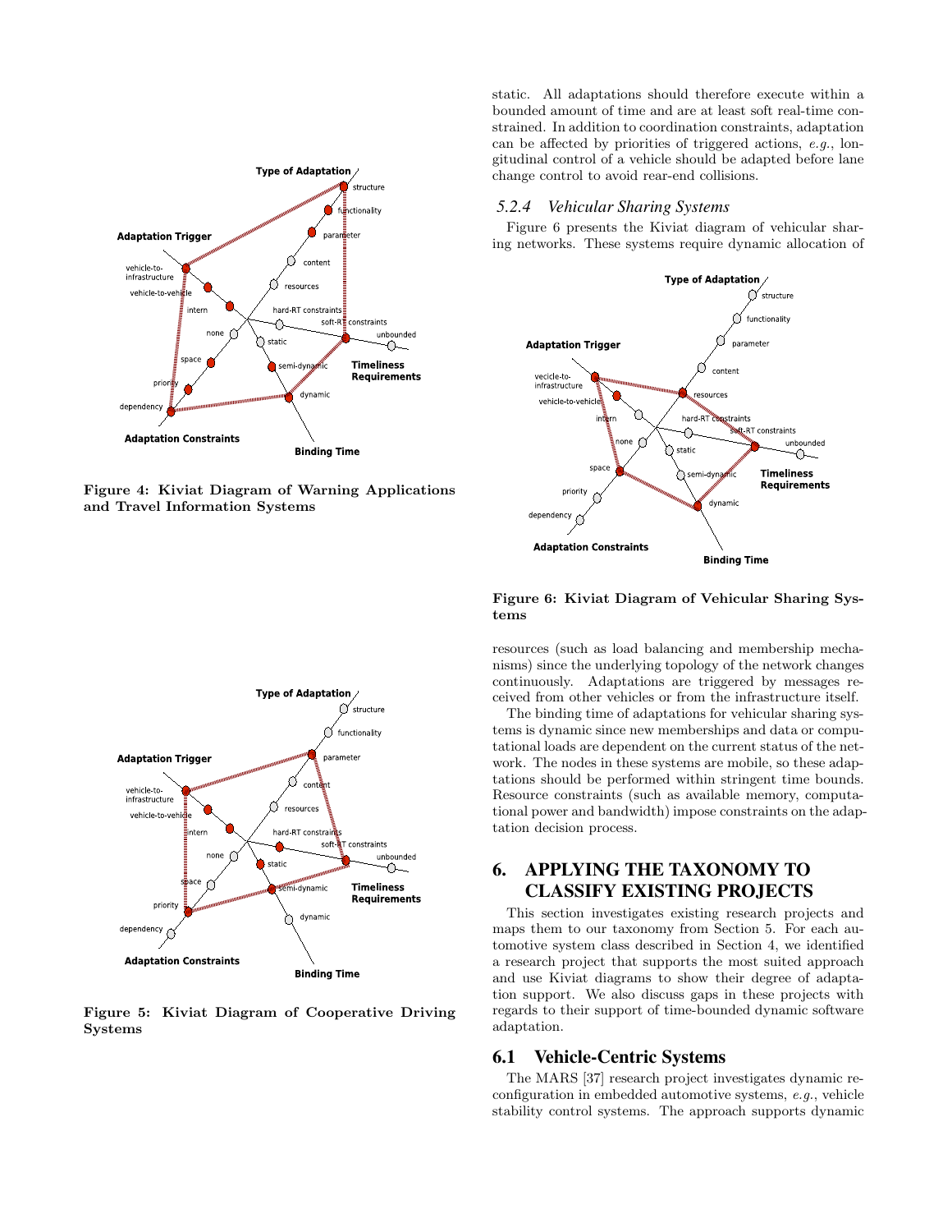Figure 4: Kiviat Diagram of Warning Applications and Travel Information Systems

Figure 5: Kiviat Diagram of Cooperative Driving Systems

static. All adaptations should therefore execute within a bounded amount of time and are at least soft real-time constrained. In addition to coordination constraints, adaptation can be affected by priorities of triggered actions, *e.g.*, longitudinal control of a vehicle should be adapted before lane change control to avoid rear-end collisions.

### 5.2.4 Vehicular Sharing Systems

Figure 6 presents the Kiviat diagram of vehicular sharing networks. These systems require dynamic allocation of resources (such as load balancing and membership mechanisms) since the underlying topology of the network changes continuously. Adaptations are triggered by messages received from other vehicles or from the infrastructure itself.

Figure 6: Kiviat Diagram of Vehicular Sharing Systems

The binding time of adaptations for vehicular sharing systems is dynamic since new memberships and data or computational loads are dependent on the current status of the network. The nodes in these systems are mobile, so these adaptations should be performed within stringent time bounds. Resource constraints (such as available memory, computational power and bandwidth) impose constraints on the adaptation decision process.

## 6. APPLYING THE TAXONOMY TO CLASSIFY EXISTING PROJECTS

This section investigates existing research projects and maps them to our taxonomy from Section 5. For each automotive system class described in Section 4, we identified a research project that supports the most suited approach and use Kiviat diagrams to show their degree of adaptation support. We also discuss gaps in these projects with regards to their support of time-bounded dynamic software adaptation.

## 6.1 Vehicle-Centric Systems

The MARS [37] research project investigates dynamic reconfiguration in embedded automotive systems, *e.g.*, vehicle stability control systems. The approach supports dynamic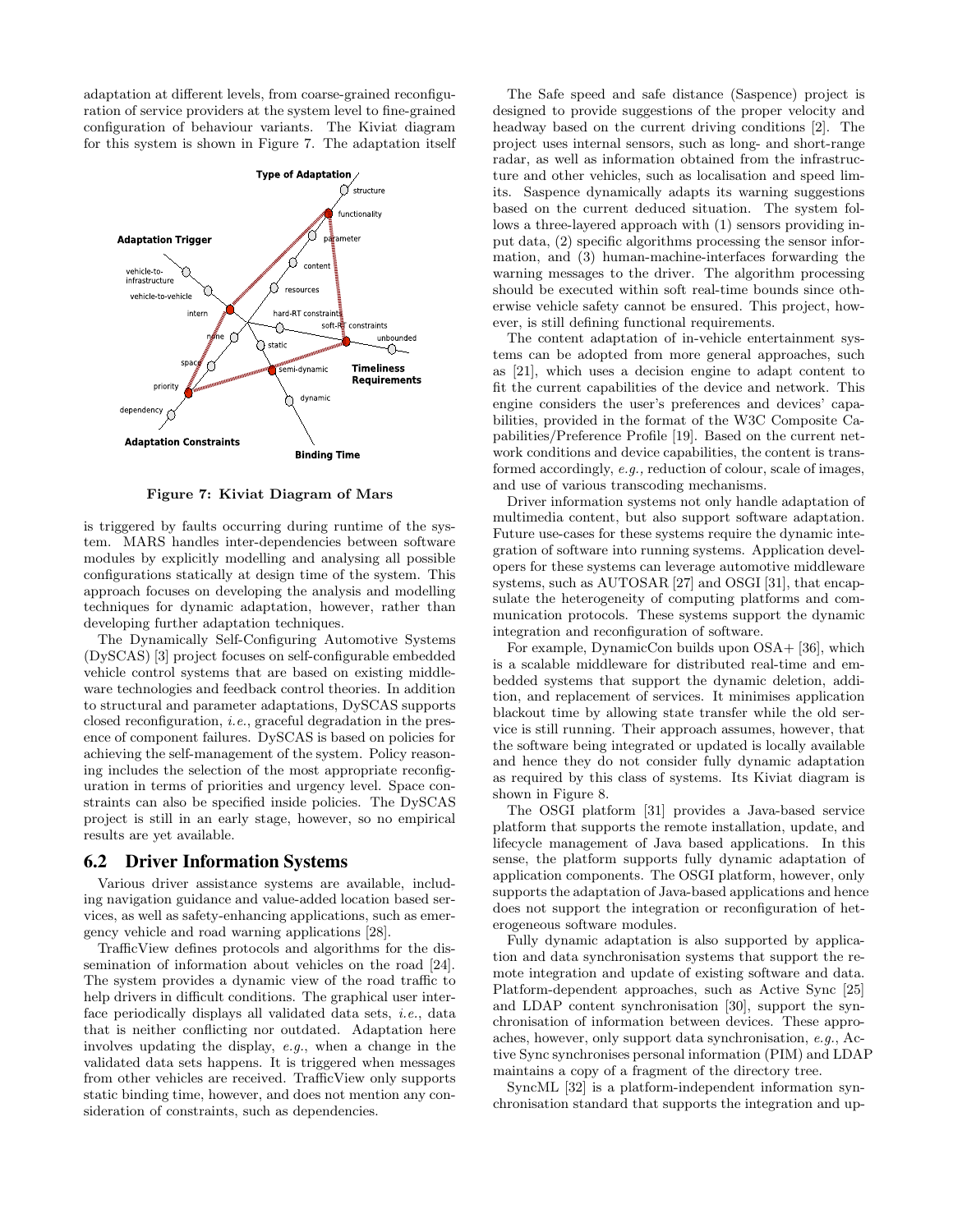adaptation at different levels, from coarse-grained reconfiguration of service providers at the system level to fine-grained configuration of behaviour variants. The Kiviat diagram for this system is shown in Figure 7. The adaptation itself is triggered by faults occurring during runtime of the system. MARS handles inter-dependencies between software modules by explicitly modelling and analysing all possible configurations statically at design time of the system. This approach focuses on developing the analysis and modelling techniques for dynamic adaptation, however, rather than developing further adaptation techniques.

**Figure 7: Kiviat Diagram of Mars**

The Dynamically Self-Configuring Automotive Systems (DySCAS) [3] project focuses on self-configurable embedded vehicle control systems that are based on existing middleware technologies and feedback control theories. In addition to structural and parameter adaptations, DySCAS supports closed reconfiguration, *i.e.*, graceful degradation in the presence of component failures. DySCAS is based on policies for achieving the self-management of the system. Policy reasoning includes the selection of the most appropriate reconfiguration in terms of priorities and urgency level. Space constraints can also be specified inside policies. The DySCAS project is still in an early stage, however, so no empirical results are yet available.

## 6.2 Driver Information Systems

Various driver assistance systems are available, including navigation guidance and value-added location based services, as well as safety-enhancing applications, such as emergency vehicle and road warning applications [28].

TrafficView defines protocols and algorithms for the dissemination of information about vehicles on the road [24]. The system provides a dynamic view of the road traffic to help drivers in difficult conditions. The graphical user interface periodically displays all validated data sets, *i.e.*, data that is neither conflicting nor outdated. Adaptation here involves updating the display, *e.g.*, when a change in the validated data sets happens. It is triggered when messages from other vehicles are received. TrafficView only supports static binding time, however, and does not mention any consideration of constraints, such as dependencies.

The Safe speed and safe distance (Saspence) project is designed to provide suggestions of the proper velocity and headway based on the current driving conditions [2]. The project uses internal sensors, such as long- and short-range radar, as well as information obtained from the infrastructure and other vehicles, such as localisation and speed limits. Saspence dynamically adapts its warning suggestions based on the current deduced situation. The system follows a three-layered approach with (1) sensors providing input data, (2) specific algorithms processing the sensor information, and (3) human-machine-interfaces forwarding the warning messages to the driver. The algorithm processing should be executed within soft real-time bounds since otherwise vehicle safety cannot be ensured. This project, however, is still defining functional requirements.

The content adaptation of in-vehicle entertainment systems can be adopted from more general approaches, such as [21], which uses a decision engine to adapt content to fit the current capabilities of the device and network. This engine considers the user's preferences and devices' capabilities, provided in the format of the W3C Composite Capabilities/Preference Profile [19]. Based on the current network conditions and device capabilities, the content is transformed accordingly, *e.g.*, reduction of colour, scale of images, and use of various transcoding mechanisms.

Driver information systems not only handle adaptation of multimedia content, but also support software adaptation. Future use-cases for these systems require the dynamic integration of software into running systems. Application developers for these systems can leverage automotive middleware systems, such as AUTOSAR [27] and OSGI [31], that encapsulate the heterogeneity of computing platforms and communication protocols. These systems support the dynamic integration and reconfiguration of software.

For example, DynamicCon builds upon OSA+ [36], which is a scalable middleware for distributed real-time and embedded systems that support the dynamic deletion, addition, and replacement of services. It minimises application blackout time by allowing state transfer while the old service is still running. Their approach assumes, however, that the software being integrated or updated is locally available and hence they do not consider fully dynamic adaptation as required by this class of systems. Its Kiviat diagram is shown in Figure 8.

The OSGI platform [31] provides a Java-based service platform that supports the remote installation, update, and lifecycle management of Java based applications. In this sense, the platform supports fully dynamic adaptation of application components. The OSGI platform, however, only supports the adaptation of Java-based applications and hence does not support the integration or reconfiguration of heterogeneous software modules.

Fully dynamic adaptation is also supported by application and data synchronisation systems that support the remote integration and update of existing software and data. Platform-dependent approaches, such as Active Sync [25] and LDAP content synchronisation [30], support the synchronisation of information between devices. These approaches, however, only support data synchronisation, *e.g.*, Active Sync synchronises personal information (PIM) and LDAP maintains a copy of a fragment of the directory tree.

SyncML [32] is a platform-independent information synchronisation standard that supports the integration and up-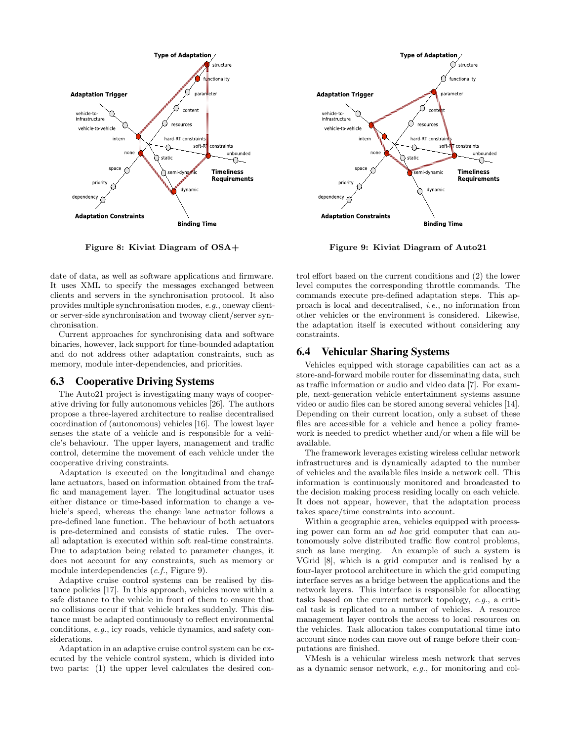Figure 8: Kiviat Diagram of OSA+

Figure 9: Kiviat Diagram of Auto21

date of data, as well as software applications and firmware. It uses XML to specify the messages exchanged between clients and servers in the synchronisation protocol. It also provides multiple synchronisation modes, *e.g.*, oneway client- or server-side synchronisation and twoway client/server synchronisation.

Current approaches for synchronising data and software binaries, however, lack support for time-bounded adaptation and do not address other adaptation constraints, such as memory, module inter-dependencies, and priorities.

## 6.3 Cooperative Driving Systems

The Auto21 project is investigating many ways of cooperative driving for fully autonomous vehicles [26]. The authors propose a three-layered architecture to realise decentralised coordination of (autonomous) vehicles [16]. The lowest layer senses the state of a vehicle and is responsible for a vehicle's behaviour. The upper layers, management and traffic control, determine the movement of each vehicle under the cooperative driving constraints.

Adaptation is executed on the longitudinal and change lane actuators, based on information obtained from the traffic and management layer. The longitudinal actuator uses either distance or time-based information to change a vehicle's speed, whereas the change lane actuator follows a pre-defined lane function. The behaviour of both actuators is pre-determined and consists of static rules. The overall adaptation is executed within soft real-time constraints. Due to adaptation being related to parameter changes, it does not account for any constraints, such as memory or module interdependencies (*c.f.*, Figure 9).

Adaptive cruise control systems can be realised by distance policies [17]. In this approach, vehicles move within a safe distance to the vehicle in front of them to ensure that no collisions occur if that vehicle brakes suddenly. This distance must be adapted continuously to reflect environmental conditions, *e.g.*, icy roads, vehicle dynamics, and safety considerations.

Adaptation in an adaptive cruise control system can be executed by the vehicle control system, which is divided into two parts: (1) the upper level calculates the desired control effort based on the current conditions and (2) the lower level computes the corresponding throttle commands. The commands execute pre-defined adaptation steps. This approach is local and decentralised, *i.e.*, no information from other vehicles or the environment is considered. Likewise, the adaptation itself is executed without considering any constraints.

## 6.4 Vehicular Sharing Systems

Vehicles equipped with storage capabilities can act as a store-and-forward mobile router for disseminating data, such as traffic information or audio and video data [7]. For example, next-generation vehicle entertainment systems assume video or audio files can be stored among several vehicles [14]. Depending on their current location, only a subset of these files are accessible for a vehicle and hence a policy framework is needed to predict whether and/or when a file will be available.

The framework leverages existing wireless cellular network infrastructures and is dynamically adapted to the number of vehicles and the available files inside a network cell. This information is continuously monitored and broadcasted to the decision making process residing locally on each vehicle. It does not appear, however, that the adaptation process takes space/time constraints into account.

Within a geographic area, vehicles equipped with processing power can form an *ad hoc* grid computer that can autonomously solve distributed traffic flow control problems, such as lane merging. An example of such a system is VGrid [8], which is a grid computer and is realised by a four-layer protocol architecture in which the grid computing interface serves as a bridge between the applications and the network layers. This interface is responsible for allocating tasks based on the current network topology, *e.g.*, a critical task is replicated to a number of vehicles. A resource management layer controls the access to local resources on the vehicles. Task allocation takes computational time into account since nodes can move out of range before their computations are finished.

VMesh is a vehicular wireless mesh network that serves as a dynamic sensor network, *e.g.*, for monitoring and col-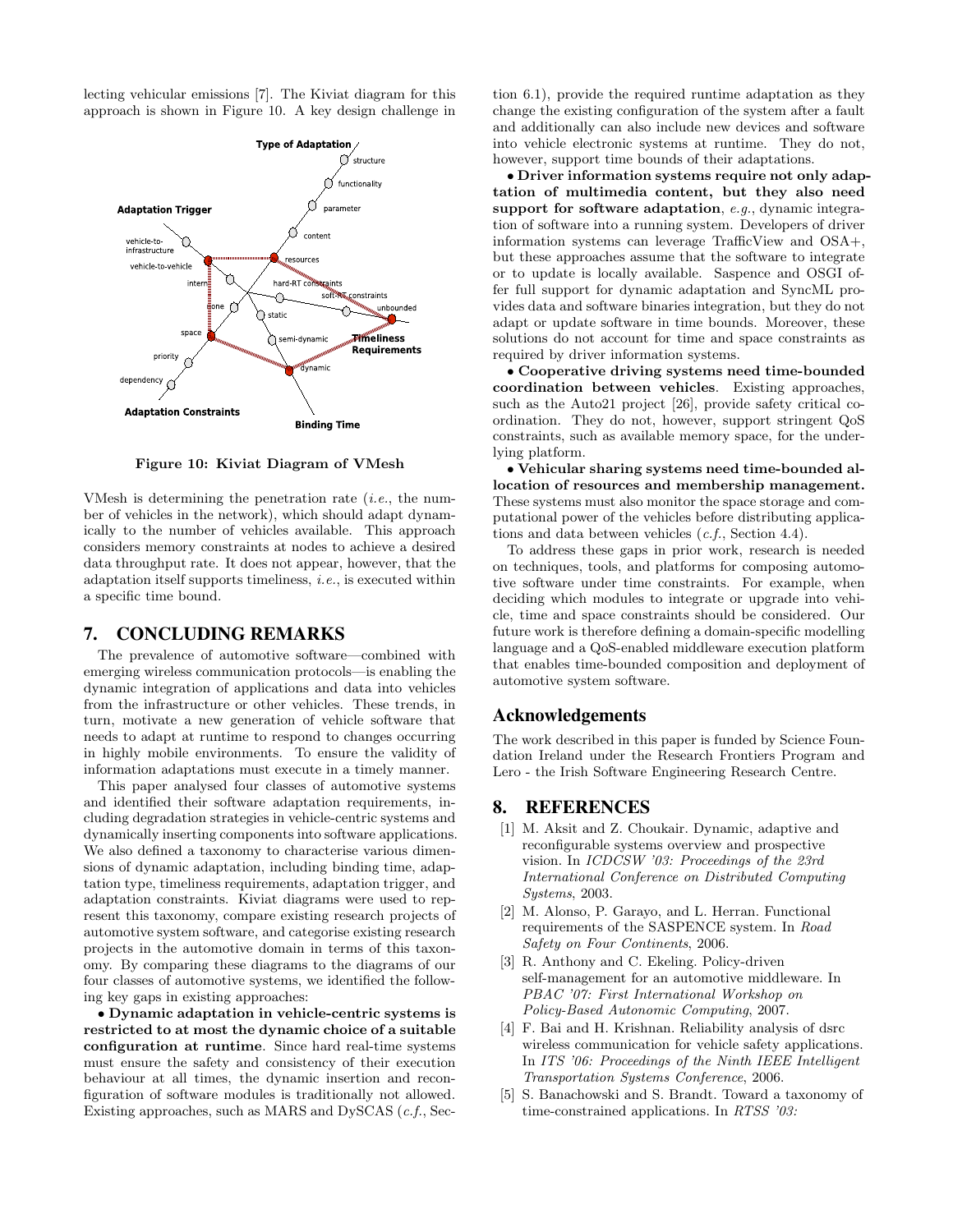lecting vehicular emissions [7]. The Kiviat diagram for this approach is shown in Figure 10. A key design challenge in

Type of Adaptation
structure
functionality
parameter
content
resources
Adaptation Trigger
vehicle-to-infrastructure
vehicle-to-vehicle
internal
none
hard-RT constraints
soft-RT constraints
unbounded
static
semi-dynamic
dynamic
Timeliness Requirements
space
priority
dependency
Adaptation Constraints
Binding Time

**Figure 10: Kiviat Diagram of VMesh**

VMesh is determining the penetration rate (*i.e.*, the number of vehicles in the network), which should adapt dynamically to the number of vehicles available. This approach considers memory constraints at nodes to achieve a desired data throughput rate. It does not appear, however, that the adaptation itself supports timeliness, *i.e.*, is executed within a specific time bound.

## 7. CONCLUDING REMARKS

The prevalence of automotive software—combined with emerging wireless communication protocols—is enabling the dynamic integration of applications and data into vehicles from the infrastructure or other vehicles. These trends, in turn, motivate a new generation of vehicle software that needs to adapt at runtime to respond to changes occurring in highly mobile environments. To ensure the validity of information adaptations must execute in a timely manner.

This paper analysed four classes of automotive systems and identified their software adaptation requirements, including degradation strategies in vehicle-centric systems and dynamically inserting components into software applications. We also defined a taxonomy to characterise various dimensions of dynamic adaptation, including binding time, adaptation type, timeliness requirements, adaptation trigger, and adaptation constraints. Kiviat diagrams were used to represent this taxonomy, compare existing research projects of automotive system software, and categorise existing research projects in the automotive domain in terms of this taxonomy. By comparing these diagrams to the diagrams of our four classes of automotive systems, we identified the following key gaps in existing approaches:

- **Dynamic adaptation in vehicle-centric systems is restricted to at most the dynamic choice of a suitable configuration at runtime**. Since hard real-time systems must ensure the safety and consistency of their execution behaviour at all times, the dynamic insertion and reconfiguration of software modules is traditionally not allowed. Existing approaches, such as MARS and DySCAS (*c.f.*, Section 6.1), provide the required runtime adaptation as they change the existing configuration of the system after a fault and additionally can also include new devices and software into vehicle electronic systems at runtime. They do not, however, support time bounds of their adaptations.

- **Driver information systems require not only adaptation of multimedia content, but they also need support for software adaptation**, *e.g.*, dynamic integration of software into a running system. Developers of driver information systems can leverage TrafficView and OSA+, but these approaches assume that the software to integrate or to update is locally available. Saspence and OSGI offer full support for dynamic adaptation and SyncML provides data and software binaries integration, but they do not adapt or update software in time bounds. Moreover, these solutions do not account for time and space constraints as required by driver information systems.

- **Cooperative driving systems need time-bounded coordination between vehicles**. Existing approaches, such as the Auto21 project [26], provide safety critical coordination. They do not, however, support stringent QoS constraints, such as available memory space, for the underlying platform.

- **Vehicular sharing systems need time-bounded allocation of resources and membership management.** These systems must also monitor the space storage and computational power of the vehicles before distributing applications and data between vehicles (*c.f.*, Section 4.4).

To address these gaps in prior work, research is needed on techniques, tools, and platforms for composing automotive software under time constraints. For example, when deciding which modules to integrate or upgrade into vehicle, time and space constraints should be considered. Our future work is therefore defining a domain-specific modelling language and a QoS-enabled middleware execution platform that enables time-bounded composition and deployment of automotive system software.

## Acknowledgements

The work described in this paper is funded by Science Foundation Ireland under the Research Frontiers Program and Lero - the Irish Software Engineering Research Centre.

## 8. REFERENCES

[1] M. Aksit and Z. Choukair. Dynamic, adaptive and reconfigurable systems overview and prospective vision. In *ICDCSW '03: Proceedings of the 23rd International Conference on Distributed Computing Systems*, 2003.

[2] M. Alonso, P. Garayo, and L. Herran. Functional requirements of the SASPENCE system. In *Road Safety on Four Continents*, 2006.

[3] R. Anthony and C. Ekeling. Policy-driven self-management for an automotive middleware. In *PBAC '07: First International Workshop on Policy-Based Autonomic Computing*, 2007.

[4] F. Bai and H. Krishnan. Reliability analysis of dsrc wireless communication for vehicle safety applications. In *ITS '06: Proceedings of the Ninth IEEE Intelligent Transportation Systems Conference*, 2006.

[5] S. Banachowski and S. Brandt. Toward a taxonomy of time-constrained applications. In *RTSS '03:*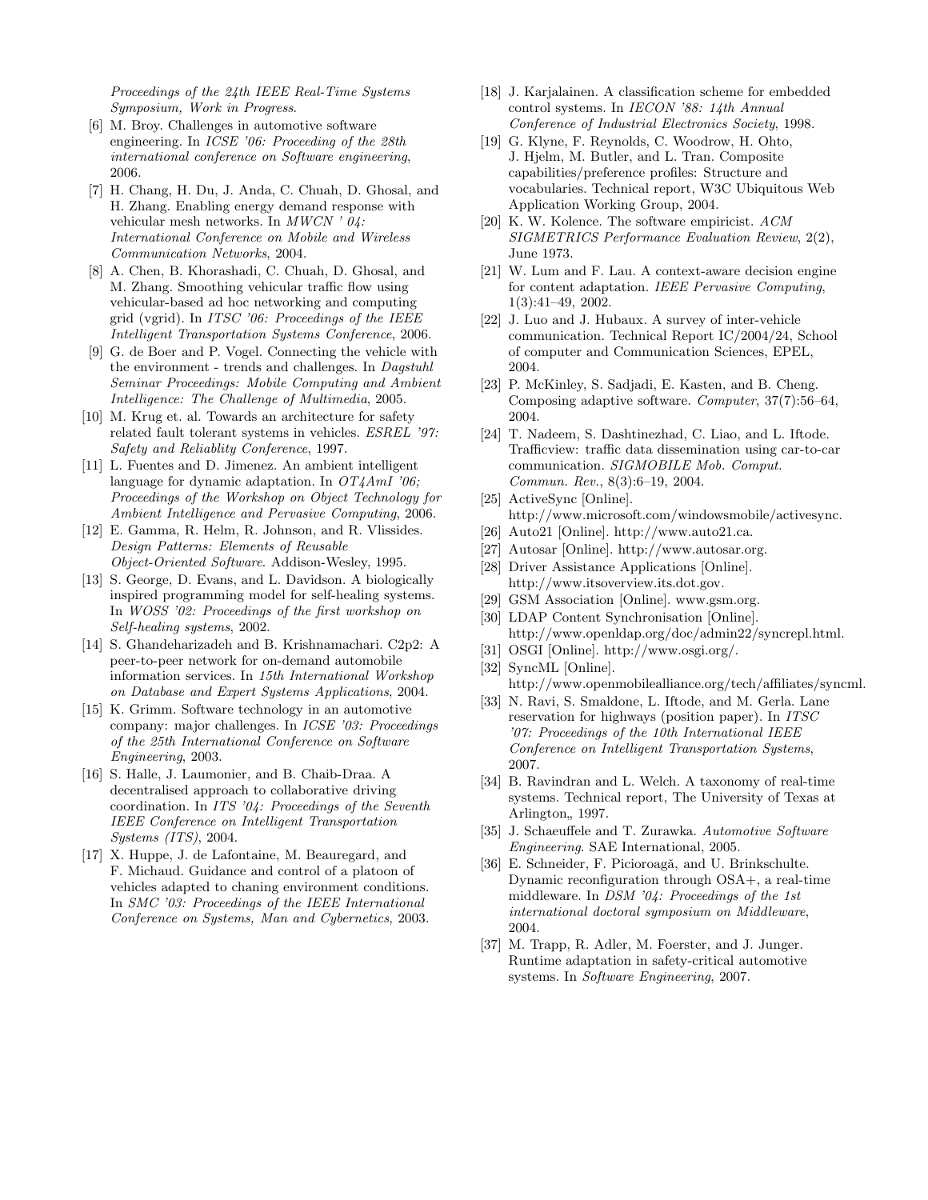*Proceedings of the 24th IEEE Real-Time Systems Symposium, Work in Progress*.

[6] M. Broy. Challenges in automotive software engineering. In *ICSE '06: Proceeding of the 28th international conference on Software engineering*, 2006.

[7] H. Chang, H. Du, J. Anda, C. Chuah, D. Ghosal, and H. Zhang. Enabling energy demand response with vehicular mesh networks. In *MWCN ' 04: International Conference on Mobile and Wireless Communication Networks*, 2004.

[8] A. Chen, B. Khorashadi, C. Chuah, D. Ghosal, and M. Zhang. Smoothing vehicular traffic flow using vehicular-based ad hoc networking and computing grid (vgrid). In *ITSC '06: Proceedings of the IEEE Intelligent Transportation Systems Conference*, 2006.

[9] G. de Boer and P. Vogel. Connecting the vehicle with the environment - trends and challenges. In *Dagstuhl Seminar Proceedings: Mobile Computing and Ambient Intelligence: The Challenge of Multimedia*, 2005.

[10] M. Krug et. al. Towards an architecture for safety related fault tolerant systems in vehicles. *ESREL '97: Safety and Reliablity Conference*, 1997.

[11] L. Fuentes and D. Jimenez. An ambient intelligent language for dynamic adaptation. In *OT4AmI '06; Proceedings of the Workshop on Object Technology for Ambient Intelligence and Pervasive Computing*, 2006.

[12] E. Gamma, R. Helm, R. Johnson, and R. Vlissides. *Design Patterns: Elements of Reusable Object-Oriented Software*. Addison-Wesley, 1995.

[13] S. George, D. Evans, and L. Davidson. A biologically inspired programming model for self-healing systems. In *WOSS '02: Proceedings of the first workshop on Self-healing systems*, 2002.

[14] S. Ghandeharizadeh and B. Krishnamachari. C2p2: A peer-to-peer network for on-demand automobile information services. In *15th International Workshop on Database and Expert Systems Applications*, 2004.

[15] K. Grimm. Software technology in an automotive company: major challenges. In *ICSE '03: Proceedings of the 25th International Conference on Software Engineering*, 2003.

[16] S. Halle, J. Laumonier, and B. Chaib-Draa. A decentralised approach to collaborative driving coordination. In *ITS '04: Proceedings of the Seventh IEEE Conference on Intelligent Transportation Systems (ITS)*, 2004.

[17] X. Huppe, J. de Lafontaine, M. Beauregard, and F. Michaud. Guidance and control of a platoon of vehicles adapted to chaning environment conditions. In *SMC '03: Proceedings of the IEEE International Conference on Systems, Man and Cybernetics*, 2003.

[18] J. Karjalainen. A classification scheme for embedded control systems. In *IECON '88: 14th Annual Conference of Industrial Electronics Society*, 1998.

[19] G. Klyne, F. Reynolds, C. Woodrow, H. Ohto, J. Hjelm, M. Butler, and L. Tran. Composite capabilities/preference profiles: Structure and vocabularies. Technical report, W3C Ubiquitous Web Application Working Group, 2004.

[20] K. W. Kolence. The software empiricist. *ACM SIGMETRICS Performance Evaluation Review*, 2(2), June 1973.

[21] W. Lum and F. Lau. A context-aware decision engine for content adaptation. *IEEE Pervasive Computing*, 1(3):41–49, 2002.

[22] J. Luo and J. Hubaux. A survey of inter-vehicle communication. Technical Report IC/2004/24, School of computer and Communication Sciences, EPEL, 2004.

[23] P. McKinley, S. Sadjadi, E. Kasten, and B. Cheng. Composing adaptive software. *Computer*, 37(7):56–64, 2004.

[24] T. Nadeem, S. Dashtinezhad, C. Liao, and L. Iftode. Trafficview: traffic data dissemination using car-to-car communication. *SIGMOBILE Mob. Comput. Commun. Rev.*, 8(3):6–19, 2004.

[25] ActiveSync [Online]. http://www.microsoft.com/windowsmobile/activesync.

[26] Auto21 [Online]. http://www.auto21.ca.

[27] Autosar [Online]. http://www.autosar.org.

[28] Driver Assistance Applications [Online]. http://www.itsoverview.its.dot.gov.

[29] GSM Association [Online]. www.gsm.org.

[30] LDAP Content Synchronisation [Online]. http://www.openldap.org/doc/admin22/syncrepl.html.

[31] OSGI [Online]. http://www.osgi.org/.

[32] SyncML [Online]. http://www.openmobilealliance.org/tech/affiliates/syncml.

[33] N. Ravi, S. Smaldone, L. Iftode, and M. Gerla. Lane reservation for highways (position paper). In *ITSC '07: Proceedings of the 10th International IEEE Conference on Intelligent Transportation Systems*, 2007.

[34] B. Ravindran and L. Welch. A taxonomy of real-time systems. Technical report, The University of Texas at Arlington,, 1997.

[35] J. Schaeuffele and T. Zurawka. *Automotive Software Engineering*. SAE International, 2005.

[36] E. Schneider, F. Picioroagă, and U. Brinkschulte. Dynamic reconfiguration through OSA+, a real-time middleware. In *DSM '04: Proceedings of the 1st international doctoral symposium on Middleware*, 2004.

[37] M. Trapp, R. Adler, M. Foerster, and J. Junger. Runtime adaptation in safety-critical automotive systems. In *Software Engineering*, 2007.